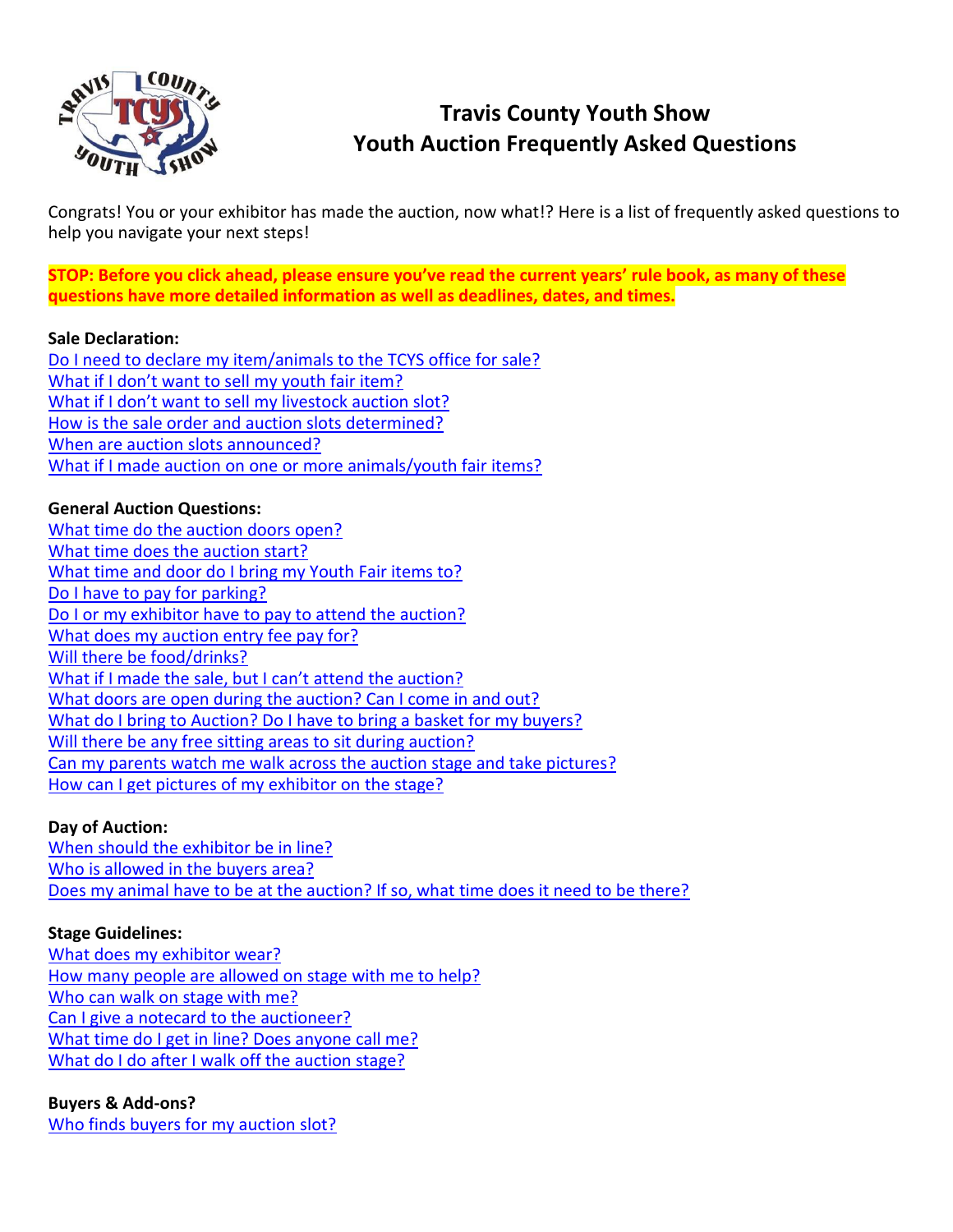# Travis County Youth Show
## Youth Auction Frequently Asked Questions

Congrats! You or your exhibitor has made the auction, now what!? Here is a list of frequently asked questions to help you navigate your next steps!

**STOP: Before you click ahead, please ensure you've read the current years' rule book, as many of these questions have more detailed information as well as deadlines, dates, and times.**

**Sale Declaration:**

- Do I need to declare my item/animals to the TCYS office for sale?
- What if I don't want to sell my youth fair item?
- What if I don't want to sell my livestock auction slot?
- How is the sale order and auction slots determined?
- When are auction slots announced?
- What if I made auction on one or more animals/youth fair items?

**General Auction Questions:**

- What time do the auction doors open?
- What time does the auction start?
- What time and door do I bring my Youth Fair items to?
- Do I have to pay for parking?
- Do I or my exhibitor have to pay to attend the auction?
- What does my auction entry fee pay for?
- Will there be food/drinks?
- What if I made the sale, but I can't attend the auction?
- What doors are open during the auction? Can I come in and out?
- What do I bring to Auction? Do I have to bring a basket for my buyers?
- Will there be any free sitting areas to sit during auction?
- Can my parents watch me walk across the auction stage and take pictures?
- How can I get pictures of my exhibitor on the stage?

**Day of Auction:**

- When should the exhibitor be in line?
- Who is allowed in the buyers area?
- Does my animal have to be at the auction? If so, what time does it need to be there?

**Stage Guidelines:**

- What does my exhibitor wear?
- How many people are allowed on stage with me to help?
- Who can walk on stage with me?
- Can I give a notecard to the auctioneer?
- What time do I get in line? Does anyone call me?
- What do I do after I walk off the auction stage?

**Buyers & Add-ons?**

- Who finds buyers for my auction slot?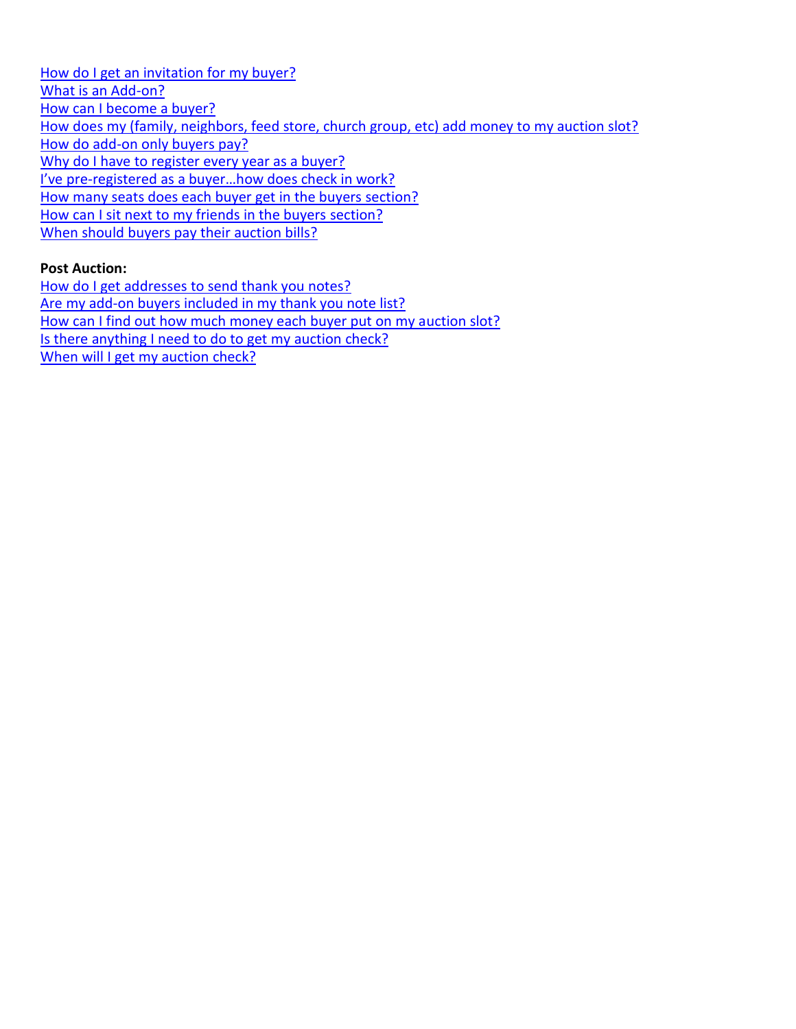How do I get an invitation for my buyer?
What is an Add-on?
How can I become a buyer?
How does my (family, neighbors, feed store, church group, etc) add money to my auction slot?
How do add-on only buyers pay?
Why do I have to register every year as a buyer?
I've pre-registered as a buyer…how does check in work?
How many seats does each buyer get in the buyers section?
How can I sit next to my friends in the buyers section?
When should buyers pay their auction bills?

**Post Auction:**

How do I get addresses to send thank you notes?
Are my add-on buyers included in my thank you note list?
How can I find out how much money each buyer put on my auction slot?
Is there anything I need to do to get my auction check?
When will I get my auction check?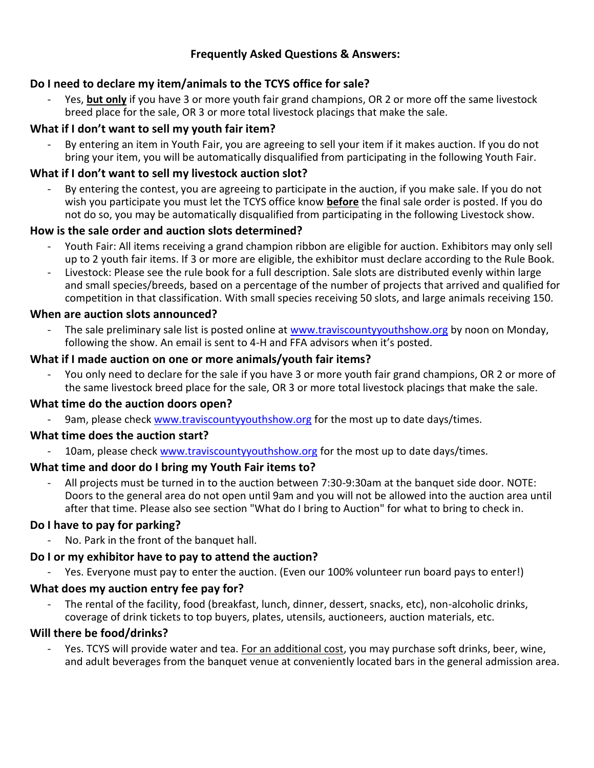## Frequently Asked Questions & Answers:

### Do I need to declare my item/animals to the TCYS office for sale?

- Yes, **but only** if you have 3 or more youth fair grand champions, OR 2 or more off the same livestock breed place for the sale, OR 3 or more total livestock placings that make the sale.

### What if I don't want to sell my youth fair item?

- By entering an item in Youth Fair, you are agreeing to sell your item if it makes auction. If you do not bring your item, you will be automatically disqualified from participating in the following Youth Fair.

### What if I don't want to sell my livestock auction slot?

- By entering the contest, you are agreeing to participate in the auction, if you make sale. If you do not wish you participate you must let the TCYS office know **before** the final sale order is posted. If you do not do so, you may be automatically disqualified from participating in the following Livestock show.

### How is the sale order and auction slots determined?

- Youth Fair: All items receiving a grand champion ribbon are eligible for auction. Exhibitors may only sell up to 2 youth fair items. If 3 or more are eligible, the exhibitor must declare according to the Rule Book.
- Livestock: Please see the rule book for a full description. Sale slots are distributed evenly within large and small species/breeds, based on a percentage of the number of projects that arrived and qualified for competition in that classification. With small species receiving 50 slots, and large animals receiving 150.

### When are auction slots announced?

- The sale preliminary sale list is posted online at www.traviscountyyouthshow.org by noon on Monday, following the show. An email is sent to 4-H and FFA advisors when it's posted.

### What if I made auction on one or more animals/youth fair items?

- You only need to declare for the sale if you have 3 or more youth fair grand champions, OR 2 or more of the same livestock breed place for the sale, OR 3 or more total livestock placings that make the sale.

### What time do the auction doors open?

- 9am, please check www.traviscountyyouthshow.org for the most up to date days/times.

### What time does the auction start?

- 10am, please check www.traviscountyyouthshow.org for the most up to date days/times.

### What time and door do I bring my Youth Fair items to?

- All projects must be turned in to the auction between 7:30-9:30am at the banquet side door. NOTE: Doors to the general area do not open until 9am and you will not be allowed into the auction area until after that time. Please also see section "What do I bring to Auction" for what to bring to check in.

### Do I have to pay for parking?

- No. Park in the front of the banquet hall.

### Do I or my exhibitor have to pay to attend the auction?

- Yes. Everyone must pay to enter the auction. (Even our 100% volunteer run board pays to enter!)

### What does my auction entry fee pay for?

- The rental of the facility, food (breakfast, lunch, dinner, dessert, snacks, etc), non-alcoholic drinks, coverage of drink tickets to top buyers, plates, utensils, auctioneers, auction materials, etc.

### Will there be food/drinks?

- Yes. TCYS will provide water and tea. For an additional cost, you may purchase soft drinks, beer, wine, and adult beverages from the banquet venue at conveniently located bars in the general admission area.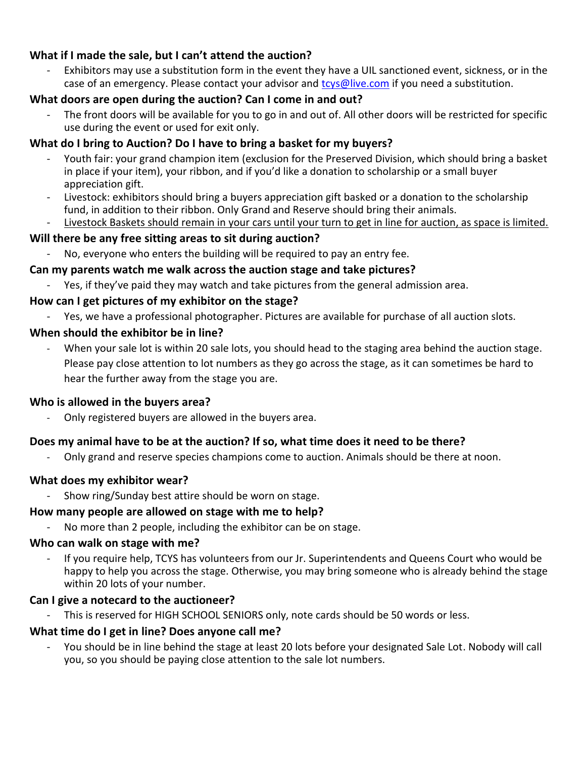**What if I made the sale, but I can't attend the auction?**

- Exhibitors may use a substitution form in the event they have a UIL sanctioned event, sickness, or in the case of an emergency. Please contact your advisor and tcys@live.com if you need a substitution.

**What doors are open during the auction? Can I come in and out?**

- The front doors will be available for you to go in and out of. All other doors will be restricted for specific use during the event or used for exit only.

**What do I bring to Auction? Do I have to bring a basket for my buyers?**

- Youth fair: your grand champion item (exclusion for the Preserved Division, which should bring a basket in place if your item), your ribbon, and if you'd like a donation to scholarship or a small buyer appreciation gift.
- Livestock: exhibitors should bring a buyers appreciation gift basked or a donation to the scholarship fund, in addition to their ribbon. Only Grand and Reserve should bring their animals.
- Livestock Baskets should remain in your cars until your turn to get in line for auction, as space is limited.

**Will there be any free sitting areas to sit during auction?**

- No, everyone who enters the building will be required to pay an entry fee.

**Can my parents watch me walk across the auction stage and take pictures?**

- Yes, if they've paid they may watch and take pictures from the general admission area.

**How can I get pictures of my exhibitor on the stage?**

- Yes, we have a professional photographer. Pictures are available for purchase of all auction slots.

**When should the exhibitor be in line?**

- When your sale lot is within 20 sale lots, you should head to the staging area behind the auction stage. Please pay close attention to lot numbers as they go across the stage, as it can sometimes be hard to hear the further away from the stage you are.

**Who is allowed in the buyers area?**

- Only registered buyers are allowed in the buyers area.

**Does my animal have to be at the auction? If so, what time does it need to be there?**

- Only grand and reserve species champions come to auction. Animals should be there at noon.

**What does my exhibitor wear?**

- Show ring/Sunday best attire should be worn on stage.

**How many people are allowed on stage with me to help?**

- No more than 2 people, including the exhibitor can be on stage.

**Who can walk on stage with me?**

- If you require help, TCYS has volunteers from our Jr. Superintendents and Queens Court who would be happy to help you across the stage. Otherwise, you may bring someone who is already behind the stage within 20 lots of your number.

**Can I give a notecard to the auctioneer?**

- This is reserved for HIGH SCHOOL SENIORS only, note cards should be 50 words or less.

**What time do I get in line? Does anyone call me?**

- You should be in line behind the stage at least 20 lots before your designated Sale Lot. Nobody will call you, so you should be paying close attention to the sale lot numbers.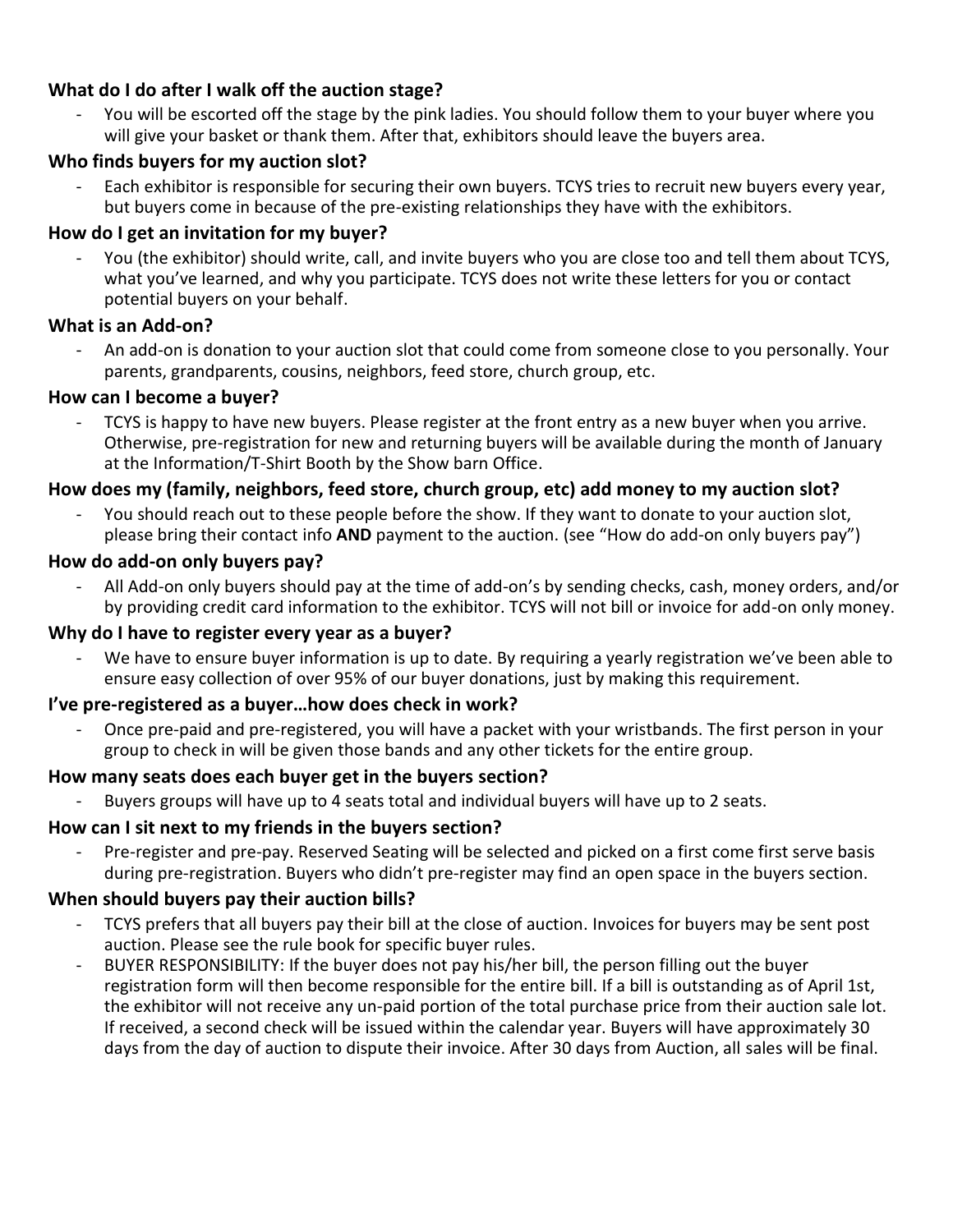### What do I do after I walk off the auction stage?

- You will be escorted off the stage by the pink ladies. You should follow them to your buyer where you will give your basket or thank them. After that, exhibitors should leave the buyers area.

### Who finds buyers for my auction slot?

- Each exhibitor is responsible for securing their own buyers. TCYS tries to recruit new buyers every year, but buyers come in because of the pre-existing relationships they have with the exhibitors.

### How do I get an invitation for my buyer?

- You (the exhibitor) should write, call, and invite buyers who you are close too and tell them about TCYS, what you've learned, and why you participate. TCYS does not write these letters for you or contact potential buyers on your behalf.

### What is an Add-on?

- An add-on is donation to your auction slot that could come from someone close to you personally. Your parents, grandparents, cousins, neighbors, feed store, church group, etc.

### How can I become a buyer?

- TCYS is happy to have new buyers. Please register at the front entry as a new buyer when you arrive. Otherwise, pre-registration for new and returning buyers will be available during the month of January at the Information/T-Shirt Booth by the Show barn Office.

### How does my (family, neighbors, feed store, church group, etc) add money to my auction slot?

- You should reach out to these people before the show. If they want to donate to your auction slot, please bring their contact info **AND** payment to the auction. (see "How do add-on only buyers pay")

### How do add-on only buyers pay?

- All Add-on only buyers should pay at the time of add-on's by sending checks, cash, money orders, and/or by providing credit card information to the exhibitor. TCYS will not bill or invoice for add-on only money.

### Why do I have to register every year as a buyer?

- We have to ensure buyer information is up to date. By requiring a yearly registration we've been able to ensure easy collection of over 95% of our buyer donations, just by making this requirement.

### I've pre-registered as a buyer…how does check in work?

- Once pre-paid and pre-registered, you will have a packet with your wristbands. The first person in your group to check in will be given those bands and any other tickets for the entire group.

### How many seats does each buyer get in the buyers section?

- Buyers groups will have up to 4 seats total and individual buyers will have up to 2 seats.

### How can I sit next to my friends in the buyers section?

- Pre-register and pre-pay. Reserved Seating will be selected and picked on a first come first serve basis during pre-registration. Buyers who didn't pre-register may find an open space in the buyers section.

### When should buyers pay their auction bills?

- TCYS prefers that all buyers pay their bill at the close of auction. Invoices for buyers may be sent post auction. Please see the rule book for specific buyer rules.
- BUYER RESPONSIBILITY: If the buyer does not pay his/her bill, the person filling out the buyer registration form will then become responsible for the entire bill. If a bill is outstanding as of April 1st, the exhibitor will not receive any un-paid portion of the total purchase price from their auction sale lot. If received, a second check will be issued within the calendar year. Buyers will have approximately 30 days from the day of auction to dispute their invoice. After 30 days from Auction, all sales will be final.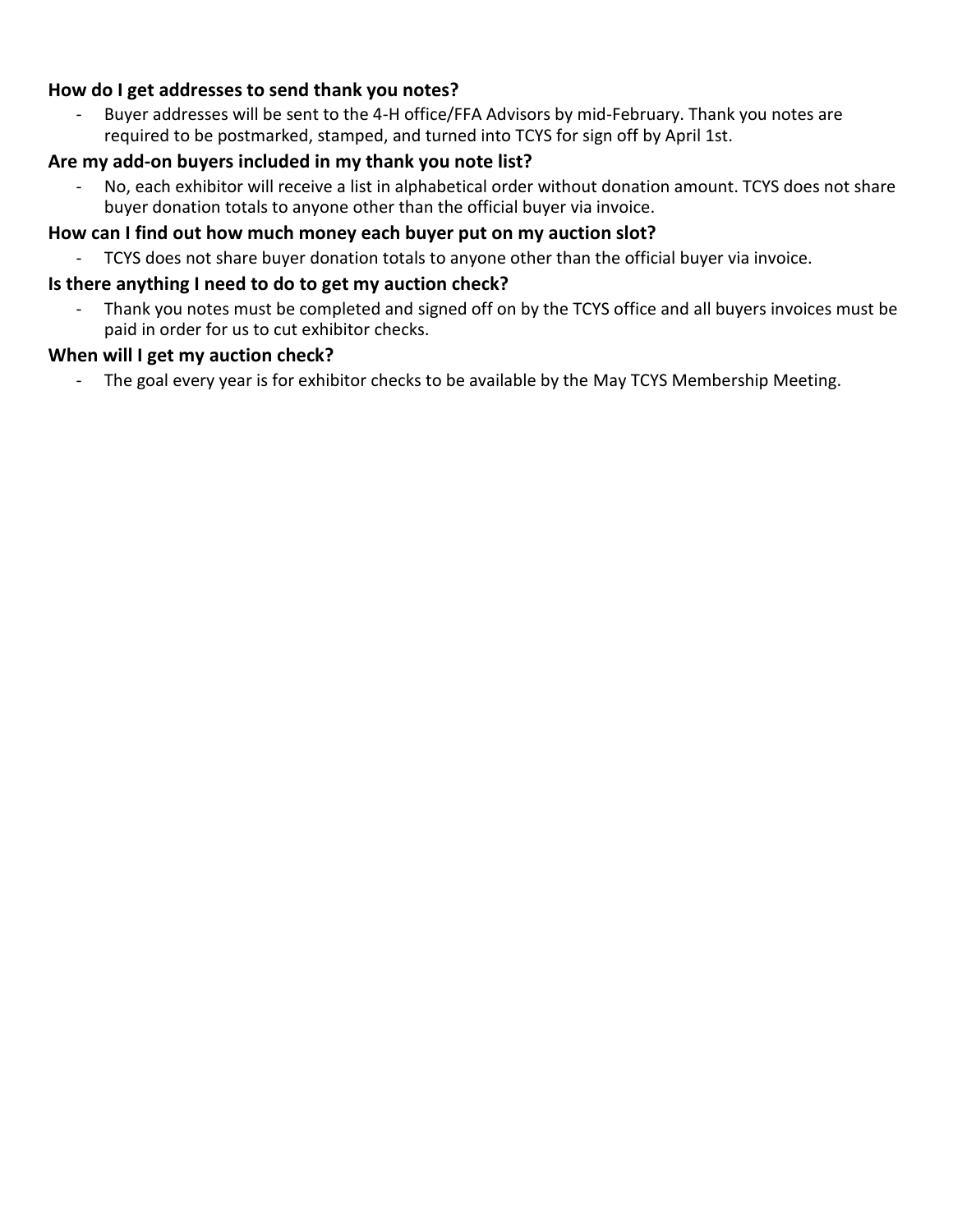**How do I get addresses to send thank you notes?**

- Buyer addresses will be sent to the 4-H office/FFA Advisors by mid-February. Thank you notes are required to be postmarked, stamped, and turned into TCYS for sign off by April 1st.

**Are my add-on buyers included in my thank you note list?**

- No, each exhibitor will receive a list in alphabetical order without donation amount. TCYS does not share buyer donation totals to anyone other than the official buyer via invoice.

**How can I find out how much money each buyer put on my auction slot?**

- TCYS does not share buyer donation totals to anyone other than the official buyer via invoice.

**Is there anything I need to do to get my auction check?**

- Thank you notes must be completed and signed off on by the TCYS office and all buyers invoices must be paid in order for us to cut exhibitor checks.

**When will I get my auction check?**

- The goal every year is for exhibitor checks to be available by the May TCYS Membership Meeting.